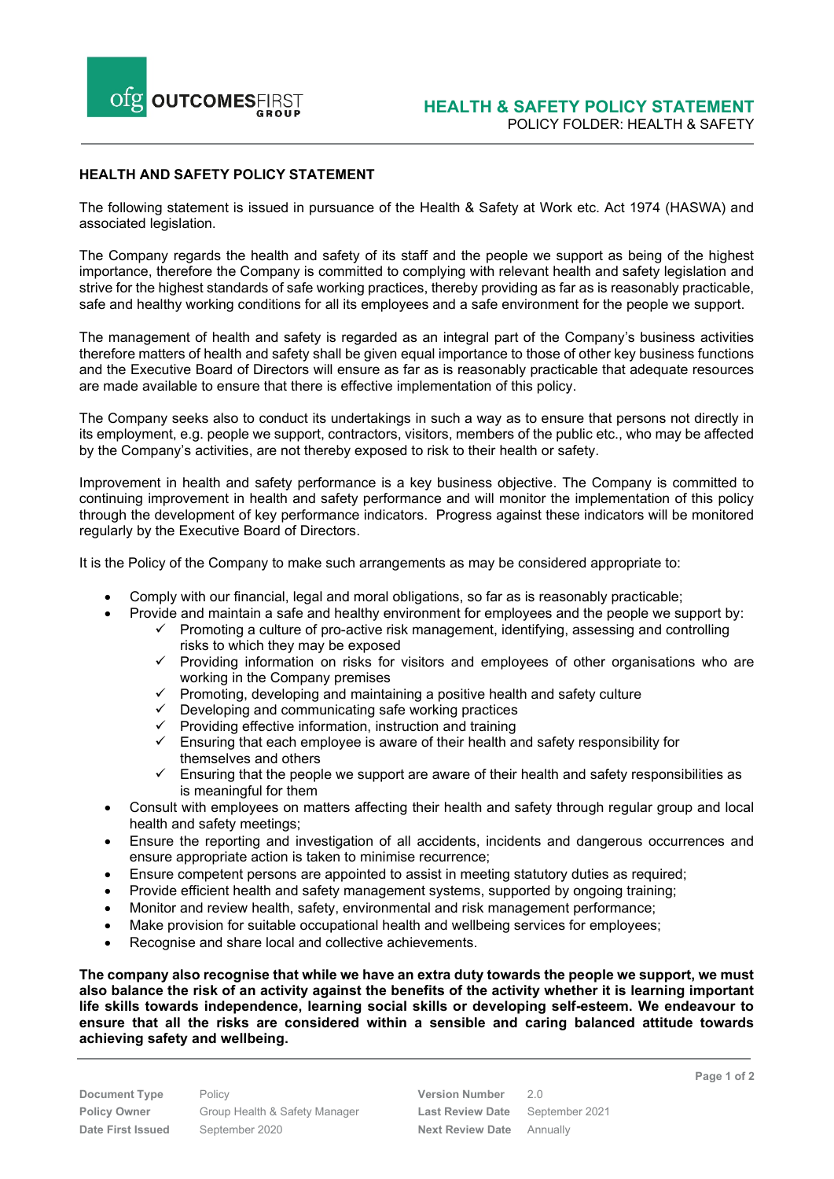# HEALTH AND SAFETY POLICY STATEMENT

The following statement is issued in pursuance of the Health & Safety at Work etc. Act 1974 (HASWA) and associated legislation.

The Company regards the health and safety of its staff and the people we support as being of the highest importance, therefore the Company is committed to complying with relevant health and safety legislation and strive for the highest standards of safe working practices, thereby providing as far as is reasonably practicable, safe and healthy working conditions for all its employees and a safe environment for the people we support.

The management of health and safety is regarded as an integral part of the Company's business activities therefore matters of health and safety shall be given equal importance to those of other key business functions and the Executive Board of Directors will ensure as far as is reasonably practicable that adequate resources are made available to ensure that there is effective implementation of this policy.

The Company seeks also to conduct its undertakings in such a way as to ensure that persons not directly in its employment, e.g. people we support, contractors, visitors, members of the public etc., who may be affected by the Company's activities, are not thereby exposed to risk to their health or safety.

Improvement in health and safety performance is a key business objective. The Company is committed to continuing improvement in health and safety performance and will monitor the implementation of this policy through the development of key performance indicators. Progress against these indicators will be monitored regularly by the Executive Board of Directors.

It is the Policy of the Company to make such arrangements as may be considered appropriate to:

- Comply with our financial, legal and moral obligations, so far as is reasonably practicable;
- Provide and maintain a safe and healthy environment for employees and the people we support by:
  - ✓ Promoting a culture of pro-active risk management, identifying, assessing and controlling risks to which they may be exposed
  - ✓ Providing information on risks for visitors and employees of other organisations who are working in the Company premises
  - ✓ Promoting, developing and maintaining a positive health and safety culture
  - ✓ Developing and communicating safe working practices
  - ✓ Providing effective information, instruction and training
  - ✓ Ensuring that each employee is aware of their health and safety responsibility for themselves and others
  - ✓ Ensuring that the people we support are aware of their health and safety responsibilities as is meaningful for them
- Consult with employees on matters affecting their health and safety through regular group and local health and safety meetings;
- Ensure the reporting and investigation of all accidents, incidents and dangerous occurrences and ensure appropriate action is taken to minimise recurrence;
- Ensure competent persons are appointed to assist in meeting statutory duties as required;
- Provide efficient health and safety management systems, supported by ongoing training;
- Monitor and review health, safety, environmental and risk management performance;
- Make provision for suitable occupational health and wellbeing services for employees;
- Recognise and share local and collective achievements.

**The company also recognise that while we have an extra duty towards the people we support, we must also balance the risk of an activity against the benefits of the activity whether it is learning important life skills towards independence, learning social skills or developing self-esteem. We endeavour to ensure that all the risks are considered within a sensible and caring balanced attitude towards achieving safety and wellbeing.**

| Document Type | Policy | Version Number | 2.0 |
|---|---|---|---|
| Policy Owner | Group Health & Safety Manager | Last Review Date | September 2021 |
| Date First Issued | September 2020 | Next Review Date | Annually |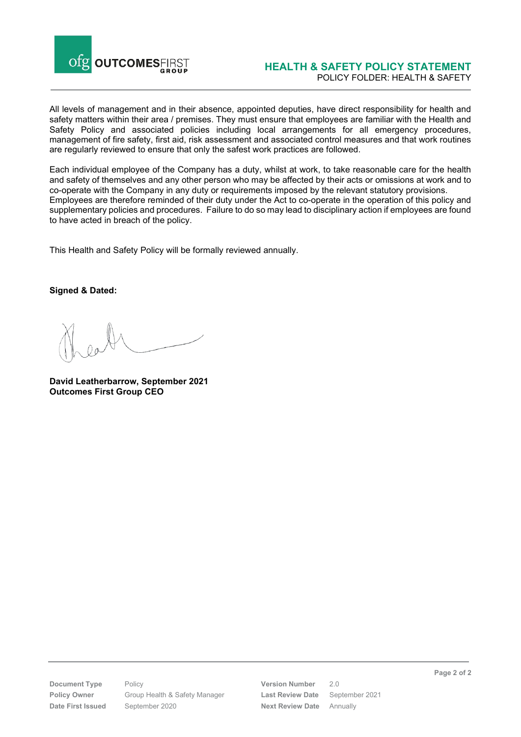All levels of management and in their absence, appointed deputies, have direct responsibility for health and safety matters within their area / premises. They must ensure that employees are familiar with the Health and Safety Policy and associated policies including local arrangements for all emergency procedures, management of fire safety, first aid, risk assessment and associated control measures and that work routines are regularly reviewed to ensure that only the safest work practices are followed.

Each individual employee of the Company has a duty, whilst at work, to take reasonable care for the health and safety of themselves and any other person who may be affected by their acts or omissions at work and to co-operate with the Company in any duty or requirements imposed by the relevant statutory provisions. Employees are therefore reminded of their duty under the Act to co-operate in the operation of this policy and supplementary policies and procedures. Failure to do so may lead to disciplinary action if employees are found to have acted in breach of the policy.

This Health and Safety Policy will be formally reviewed annually.

**Signed & Dated:**

**David Leatherbarrow, September 2021**
**Outcomes First Group CEO**

| | | | |
|---|---|---|---|
| **Document Type** | Policy | **Version Number** | 2.0 |
| **Policy Owner** | Group Health & Safety Manager | **Last Review Date** | September 2021 |
| **Date First Issued** | September 2020 | **Next Review Date** | Annually |